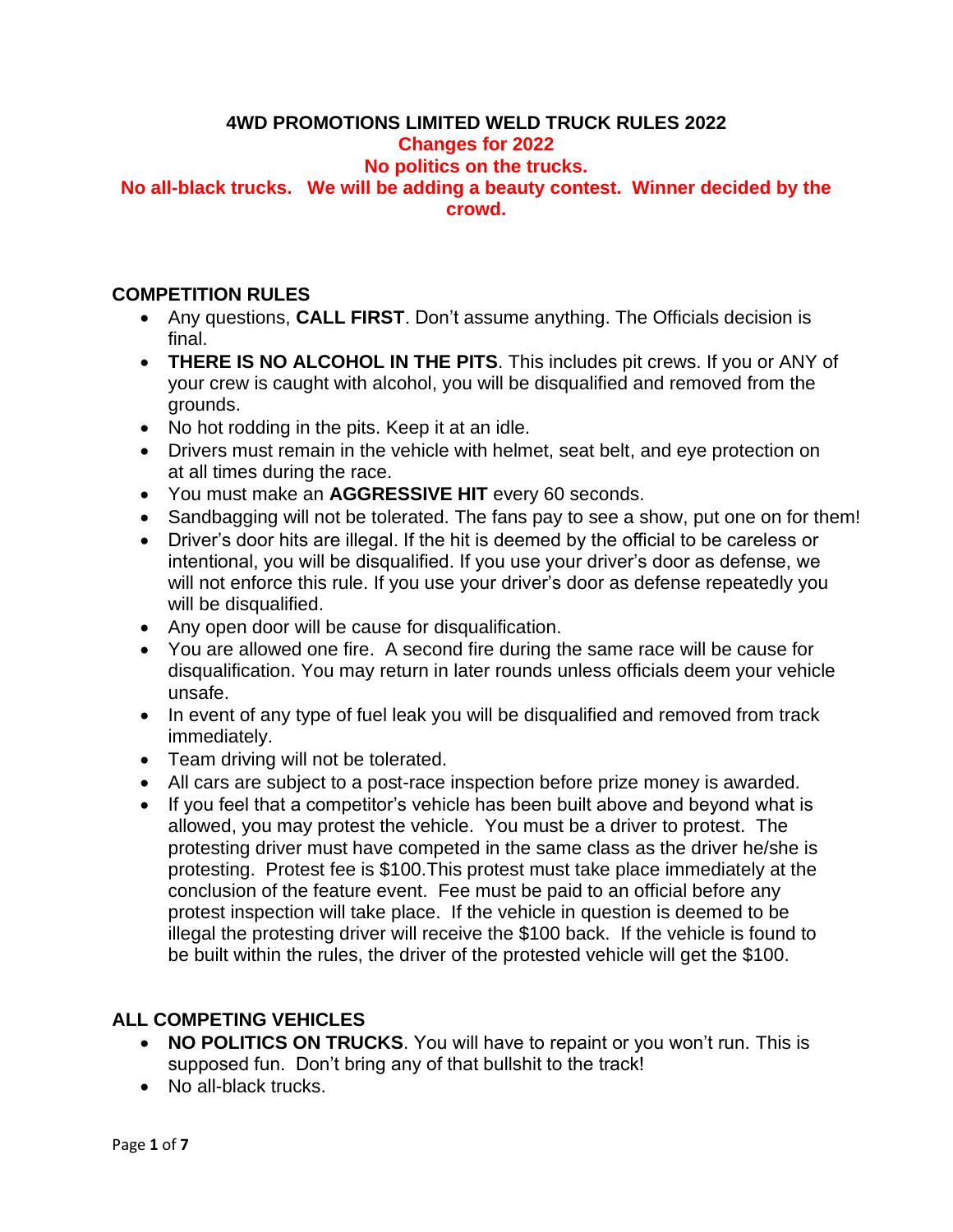# 4WD PROMOTIONS LIMITED WELD TRUCK RULES 2022

**Changes for 2022**

**No politics on the trucks.**

**No all-black trucks. We will be adding a beauty contest. Winner decided by the crowd.**

## COMPETITION RULES

- Any questions, **CALL FIRST**. Don't assume anything. The Officials decision is final.
- **THERE IS NO ALCOHOL IN THE PITS**. This includes pit crews. If you or ANY of your crew is caught with alcohol, you will be disqualified and removed from the grounds.
- No hot rodding in the pits. Keep it at an idle.
- Drivers must remain in the vehicle with helmet, seat belt, and eye protection on at all times during the race.
- You must make an **AGGRESSIVE HIT** every 60 seconds.
- Sandbagging will not be tolerated. The fans pay to see a show, put one on for them!
- Driver's door hits are illegal. If the hit is deemed by the official to be careless or intentional, you will be disqualified. If you use your driver's door as defense, we will not enforce this rule. If you use your driver's door as defense repeatedly you will be disqualified.
- Any open door will be cause for disqualification.
- You are allowed one fire. A second fire during the same race will be cause for disqualification. You may return in later rounds unless officials deem your vehicle unsafe.
- In event of any type of fuel leak you will be disqualified and removed from track immediately.
- Team driving will not be tolerated.
- All cars are subject to a post-race inspection before prize money is awarded.
- If you feel that a competitor's vehicle has been built above and beyond what is allowed, you may protest the vehicle. You must be a driver to protest. The protesting driver must have competed in the same class as the driver he/she is protesting. Protest fee is $100.This protest must take place immediately at the conclusion of the feature event. Fee must be paid to an official before any protest inspection will take place. If the vehicle in question is deemed to be illegal the protesting driver will receive the $100 back. If the vehicle is found to be built within the rules, the driver of the protested vehicle will get the $100.

## ALL COMPETING VEHICLES

- **NO POLITICS ON TRUCKS**. You will have to repaint or you won't run. This is supposed fun. Don't bring any of that bullshit to the track!
- No all-black trucks.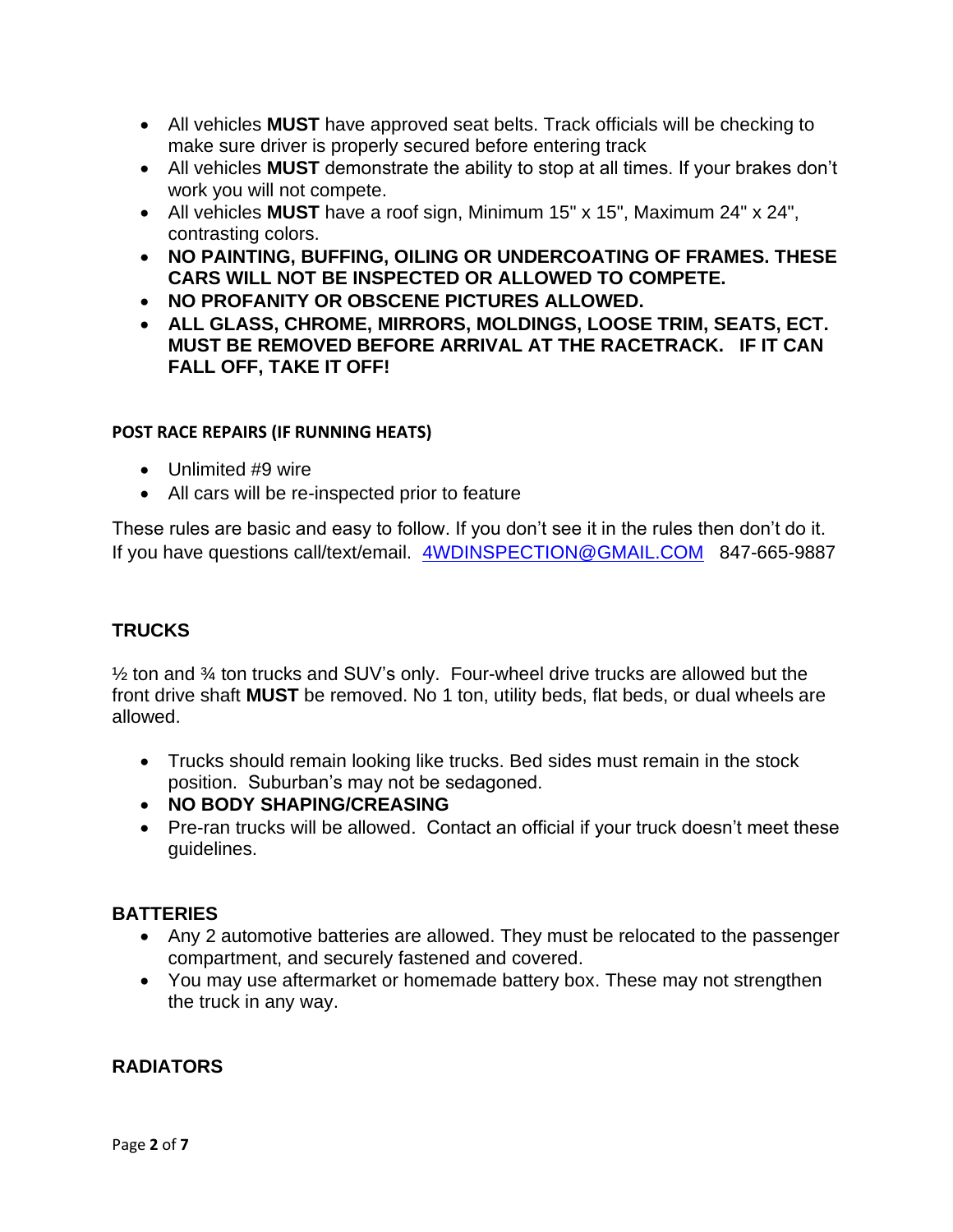- All vehicles **MUST** have approved seat belts. Track officials will be checking to make sure driver is properly secured before entering track
- All vehicles **MUST** demonstrate the ability to stop at all times. If your brakes don't work you will not compete.
- All vehicles **MUST** have a roof sign, Minimum 15" x 15", Maximum 24" x 24", contrasting colors.
- **NO PAINTING, BUFFING, OILING OR UNDERCOATING OF FRAMES. THESE CARS WILL NOT BE INSPECTED OR ALLOWED TO COMPETE.**
- **NO PROFANITY OR OBSCENE PICTURES ALLOWED.**
- **ALL GLASS, CHROME, MIRRORS, MOLDINGS, LOOSE TRIM, SEATS, ECT. MUST BE REMOVED BEFORE ARRIVAL AT THE RACETRACK. IF IT CAN FALL OFF, TAKE IT OFF!**

**POST RACE REPAIRS (IF RUNNING HEATS)**

- Unlimited #9 wire
- All cars will be re-inspected prior to feature

These rules are basic and easy to follow. If you don't see it in the rules then don't do it. If you have questions call/text/email. 4WDINSPECTION@GMAIL.COM 847-665-9887

## TRUCKS

½ ton and ¾ ton trucks and SUV's only. Four-wheel drive trucks are allowed but the front drive shaft **MUST** be removed. No 1 ton, utility beds, flat beds, or dual wheels are allowed.

- Trucks should remain looking like trucks. Bed sides must remain in the stock position. Suburban's may not be sedagoned.
- **NO BODY SHAPING/CREASING**
- Pre-ran trucks will be allowed. Contact an official if your truck doesn't meet these guidelines.

## BATTERIES

- Any 2 automotive batteries are allowed. They must be relocated to the passenger compartment, and securely fastened and covered.
- You may use aftermarket or homemade battery box. These may not strengthen the truck in any way.

## RADIATORS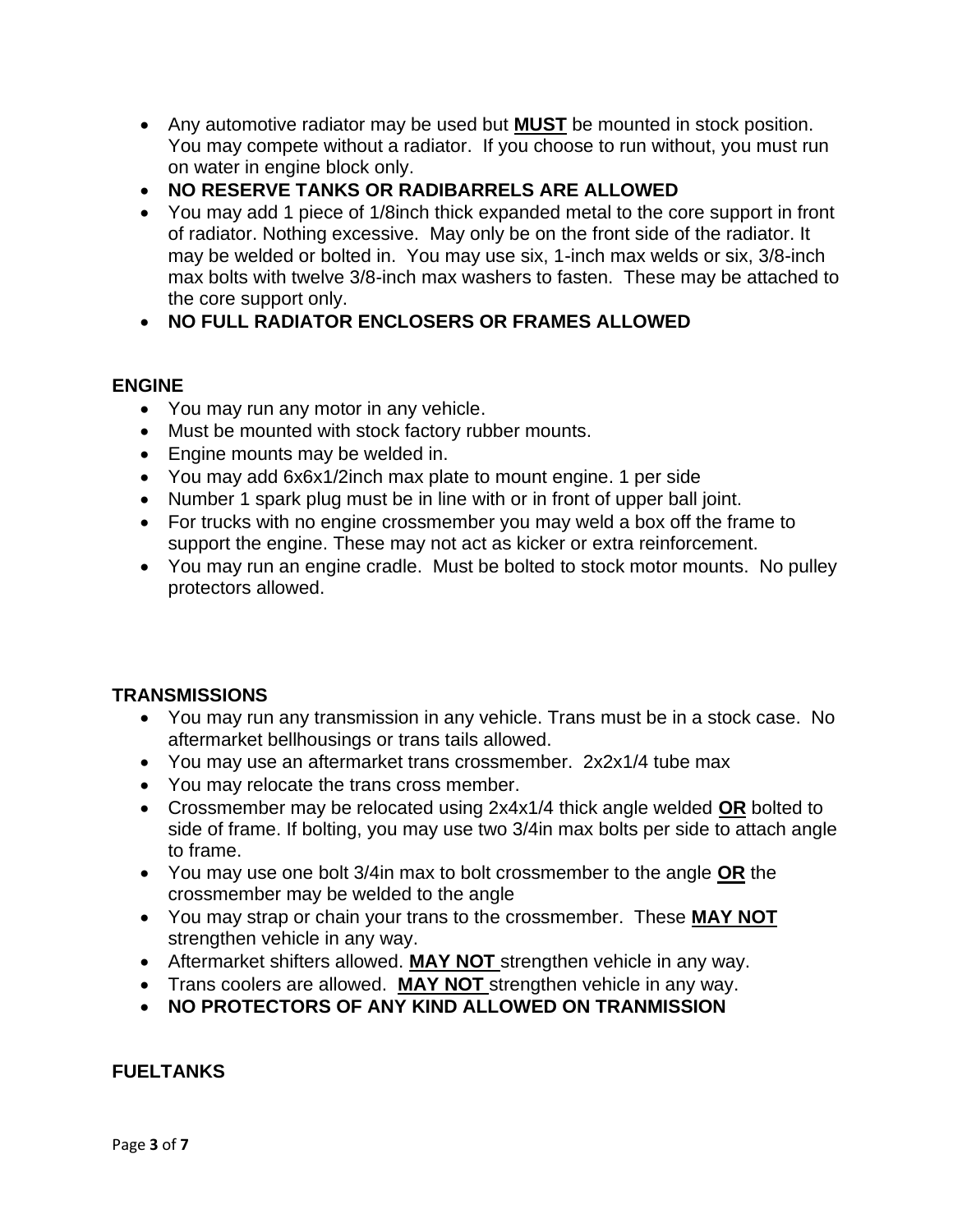- Any automotive radiator may be used but **MUST** be mounted in stock position. You may compete without a radiator. If you choose to run without, you must run on water in engine block only.
- **NO RESERVE TANKS OR RADIBARRELS ARE ALLOWED**
- You may add 1 piece of 1/8inch thick expanded metal to the core support in front of radiator. Nothing excessive. May only be on the front side of the radiator. It may be welded or bolted in. You may use six, 1-inch max welds or six, 3/8-inch max bolts with twelve 3/8-inch max washers to fasten. These may be attached to the core support only.
- **NO FULL RADIATOR ENCLOSERS OR FRAMES ALLOWED**

### ENGINE

- You may run any motor in any vehicle.
- Must be mounted with stock factory rubber mounts.
- Engine mounts may be welded in.
- You may add 6x6x1/2inch max plate to mount engine. 1 per side
- Number 1 spark plug must be in line with or in front of upper ball joint.
- For trucks with no engine crossmember you may weld a box off the frame to support the engine. These may not act as kicker or extra reinforcement.
- You may run an engine cradle. Must be bolted to stock motor mounts. No pulley protectors allowed.

### TRANSMISSIONS

- You may run any transmission in any vehicle. Trans must be in a stock case. No aftermarket bellhousings or trans tails allowed.
- You may use an aftermarket trans crossmember. 2x2x1/4 tube max
- You may relocate the trans cross member.
- Crossmember may be relocated using 2x4x1/4 thick angle welded **OR** bolted to side of frame. If bolting, you may use two 3/4in max bolts per side to attach angle to frame.
- You may use one bolt 3/4in max to bolt crossmember to the angle **OR** the crossmember may be welded to the angle
- You may strap or chain your trans to the crossmember. These **MAY NOT** strengthen vehicle in any way.
- Aftermarket shifters allowed. **MAY NOT** strengthen vehicle in any way.
- Trans coolers are allowed. **MAY NOT** strengthen vehicle in any way.
- **NO PROTECTORS OF ANY KIND ALLOWED ON TRANMISSION**

### FUELTANKS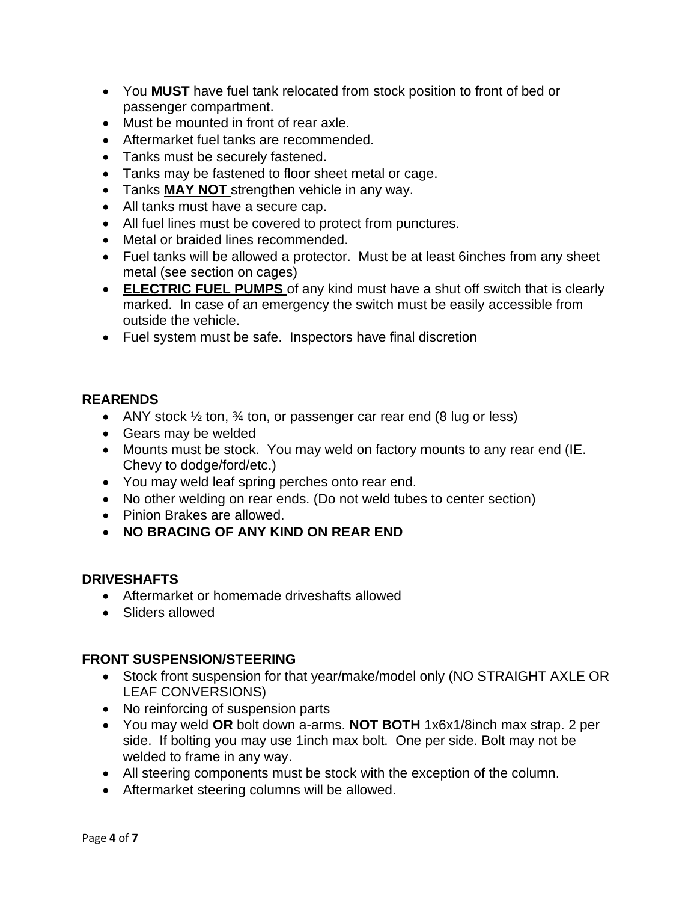- You **MUST** have fuel tank relocated from stock position to front of bed or passenger compartment.
- Must be mounted in front of rear axle.
- Aftermarket fuel tanks are recommended.
- Tanks must be securely fastened.
- Tanks may be fastened to floor sheet metal or cage.
- Tanks **MAY NOT** strengthen vehicle in any way.
- All tanks must have a secure cap.
- All fuel lines must be covered to protect from punctures.
- Metal or braided lines recommended.
- Fuel tanks will be allowed a protector. Must be at least 6inches from any sheet metal (see section on cages)
- **ELECTRIC FUEL PUMPS** of any kind must have a shut off switch that is clearly marked. In case of an emergency the switch must be easily accessible from outside the vehicle.
- Fuel system must be safe. Inspectors have final discretion

### REARENDS

- ANY stock ½ ton, ¾ ton, or passenger car rear end (8 lug or less)
- Gears may be welded
- Mounts must be stock. You may weld on factory mounts to any rear end (IE. Chevy to dodge/ford/etc.)
- You may weld leaf spring perches onto rear end.
- No other welding on rear ends. (Do not weld tubes to center section)
- Pinion Brakes are allowed.
- **NO BRACING OF ANY KIND ON REAR END**

### DRIVESHAFTS

- Aftermarket or homemade driveshafts allowed
- Sliders allowed

### FRONT SUSPENSION/STEERING

- Stock front suspension for that year/make/model only (NO STRAIGHT AXLE OR LEAF CONVERSIONS)
- No reinforcing of suspension parts
- You may weld **OR** bolt down a-arms. **NOT BOTH** 1x6x1/8inch max strap. 2 per side. If bolting you may use 1inch max bolt. One per side. Bolt may not be welded to frame in any way.
- All steering components must be stock with the exception of the column.
- Aftermarket steering columns will be allowed.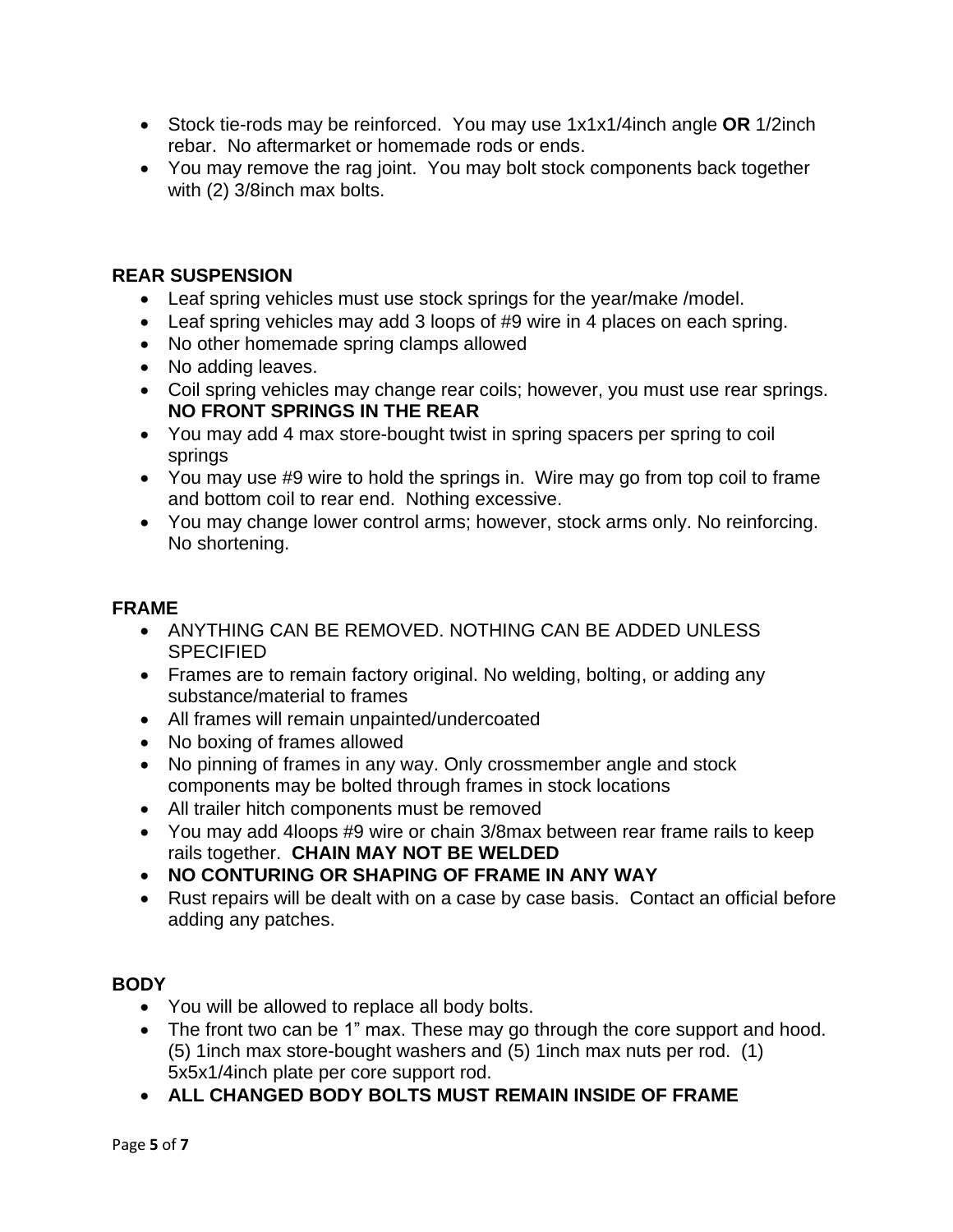- Stock tie-rods may be reinforced. You may use 1x1x1/4inch angle **OR** 1/2inch rebar. No aftermarket or homemade rods or ends.
- You may remove the rag joint. You may bolt stock components back together with (2) 3/8inch max bolts.

## REAR SUSPENSION

- Leaf spring vehicles must use stock springs for the year/make /model.
- Leaf spring vehicles may add 3 loops of #9 wire in 4 places on each spring.
- No other homemade spring clamps allowed
- No adding leaves.
- Coil spring vehicles may change rear coils; however, you must use rear springs. **NO FRONT SPRINGS IN THE REAR**
- You may add 4 max store-bought twist in spring spacers per spring to coil springs
- You may use #9 wire to hold the springs in. Wire may go from top coil to frame and bottom coil to rear end. Nothing excessive.
- You may change lower control arms; however, stock arms only. No reinforcing. No shortening.

## FRAME

- ANYTHING CAN BE REMOVED. NOTHING CAN BE ADDED UNLESS SPECIFIED
- Frames are to remain factory original. No welding, bolting, or adding any substance/material to frames
- All frames will remain unpainted/undercoated
- No boxing of frames allowed
- No pinning of frames in any way. Only crossmember angle and stock components may be bolted through frames in stock locations
- All trailer hitch components must be removed
- You may add 4loops #9 wire or chain 3/8max between rear frame rails to keep rails together. **CHAIN MAY NOT BE WELDED**
- **NO CONTURING OR SHAPING OF FRAME IN ANY WAY**
- Rust repairs will be dealt with on a case by case basis. Contact an official before adding any patches.

## BODY

- You will be allowed to replace all body bolts.
- The front two can be 1" max. These may go through the core support and hood. (5) 1inch max store-bought washers and (5) 1inch max nuts per rod. (1) 5x5x1/4inch plate per core support rod.
- **ALL CHANGED BODY BOLTS MUST REMAIN INSIDE OF FRAME**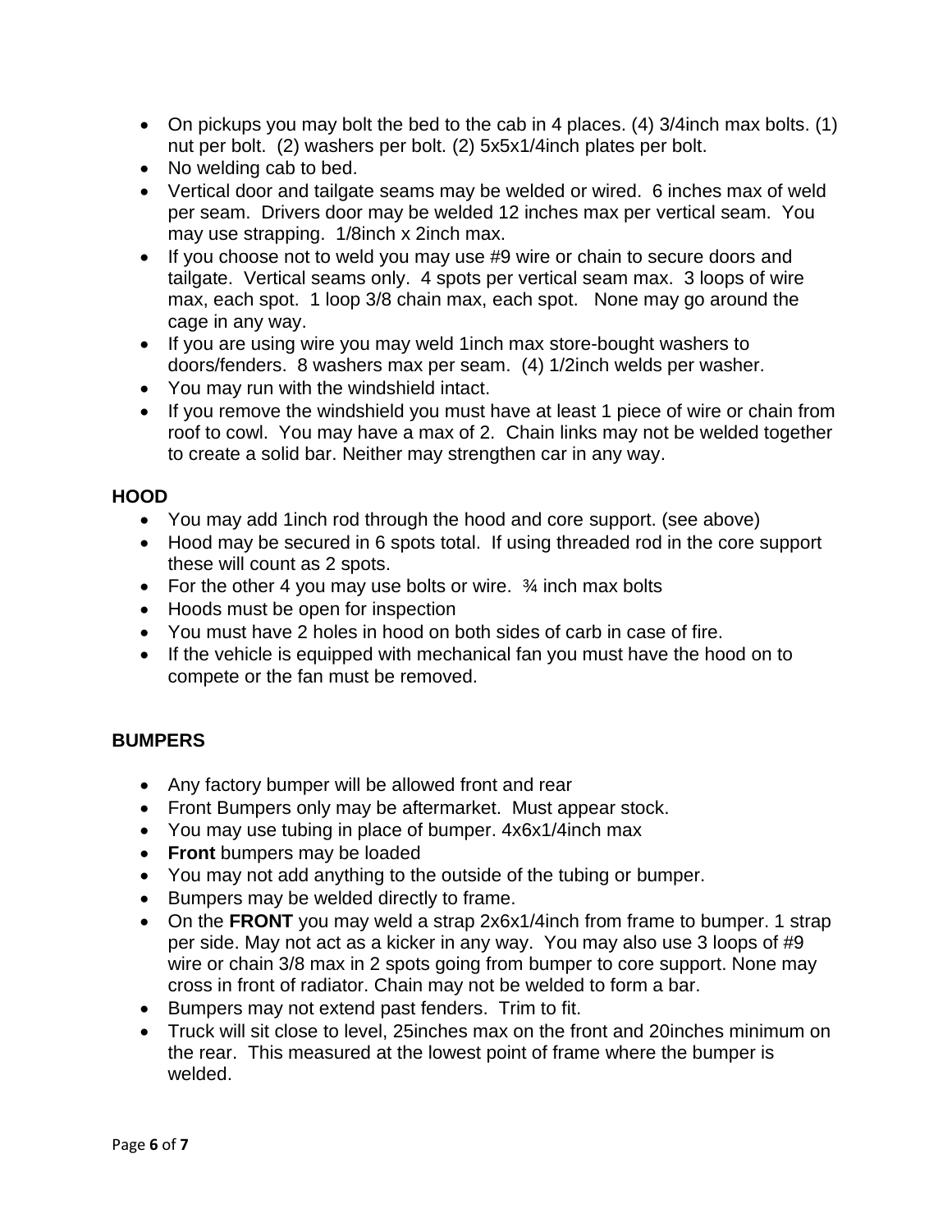- On pickups you may bolt the bed to the cab in 4 places. (4) 3/4inch max bolts. (1) nut per bolt. (2) washers per bolt. (2) 5x5x1/4inch plates per bolt.
- No welding cab to bed.
- Vertical door and tailgate seams may be welded or wired. 6 inches max of weld per seam. Drivers door may be welded 12 inches max per vertical seam. You may use strapping. 1/8inch x 2inch max.
- If you choose not to weld you may use #9 wire or chain to secure doors and tailgate. Vertical seams only. 4 spots per vertical seam max. 3 loops of wire max, each spot. 1 loop 3/8 chain max, each spot. None may go around the cage in any way.
- If you are using wire you may weld 1inch max store-bought washers to doors/fenders. 8 washers max per seam. (4) 1/2inch welds per washer.
- You may run with the windshield intact.
- If you remove the windshield you must have at least 1 piece of wire or chain from roof to cowl. You may have a max of 2. Chain links may not be welded together to create a solid bar. Neither may strengthen car in any way.

**HOOD**

- You may add 1inch rod through the hood and core support. (see above)
- Hood may be secured in 6 spots total. If using threaded rod in the core support these will count as 2 spots.
- For the other 4 you may use bolts or wire. ¾ inch max bolts
- Hoods must be open for inspection
- You must have 2 holes in hood on both sides of carb in case of fire.
- If the vehicle is equipped with mechanical fan you must have the hood on to compete or the fan must be removed.

**BUMPERS**

- Any factory bumper will be allowed front and rear
- Front Bumpers only may be aftermarket. Must appear stock.
- You may use tubing in place of bumper. 4x6x1/4inch max
- **Front** bumpers may be loaded
- You may not add anything to the outside of the tubing or bumper.
- Bumpers may be welded directly to frame.
- On the **FRONT** you may weld a strap 2x6x1/4inch from frame to bumper. 1 strap per side. May not act as a kicker in any way. You may also use 3 loops of #9 wire or chain 3/8 max in 2 spots going from bumper to core support. None may cross in front of radiator. Chain may not be welded to form a bar.
- Bumpers may not extend past fenders. Trim to fit.
- Truck will sit close to level, 25inches max on the front and 20inches minimum on the rear. This measured at the lowest point of frame where the bumper is welded.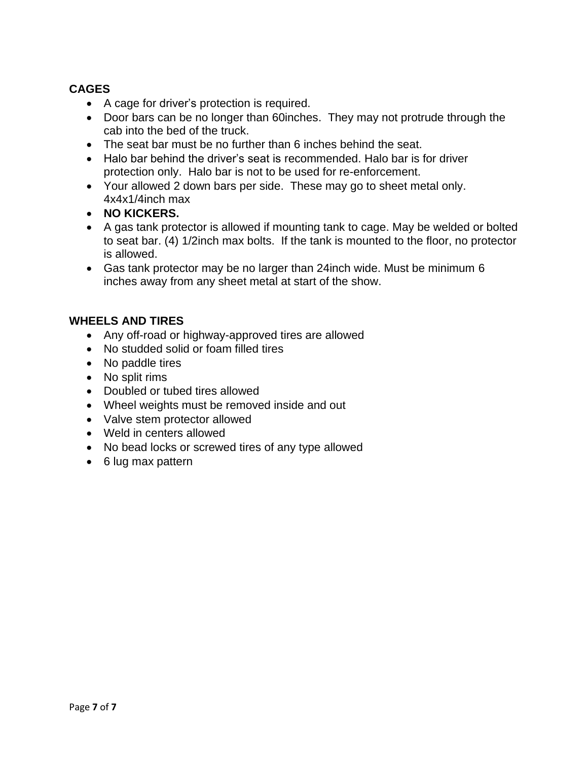## CAGES

- A cage for driver's protection is required.
- Door bars can be no longer than 60inches.  They may not protrude through the cab into the bed of the truck.
- The seat bar must be no further than 6 inches behind the seat.
- Halo bar behind the driver's seat is recommended. Halo bar is for driver protection only.  Halo bar is not to be used for re-enforcement.
- Your allowed 2 down bars per side.  These may go to sheet metal only. 4x4x1/4inch max
- **NO KICKERS.**
- A gas tank protector is allowed if mounting tank to cage. May be welded or bolted to seat bar. (4) 1/2inch max bolts.  If the tank is mounted to the floor, no protector is allowed.
- Gas tank protector may be no larger than 24inch wide. Must be minimum 6 inches away from any sheet metal at start of the show.

## WHEELS AND TIRES

- Any off-road or highway-approved tires are allowed
- No studded solid or foam filled tires
- No paddle tires
- No split rims
- Doubled or tubed tires allowed
- Wheel weights must be removed inside and out
- Valve stem protector allowed
- Weld in centers allowed
- No bead locks or screwed tires of any type allowed
- 6 lug max pattern